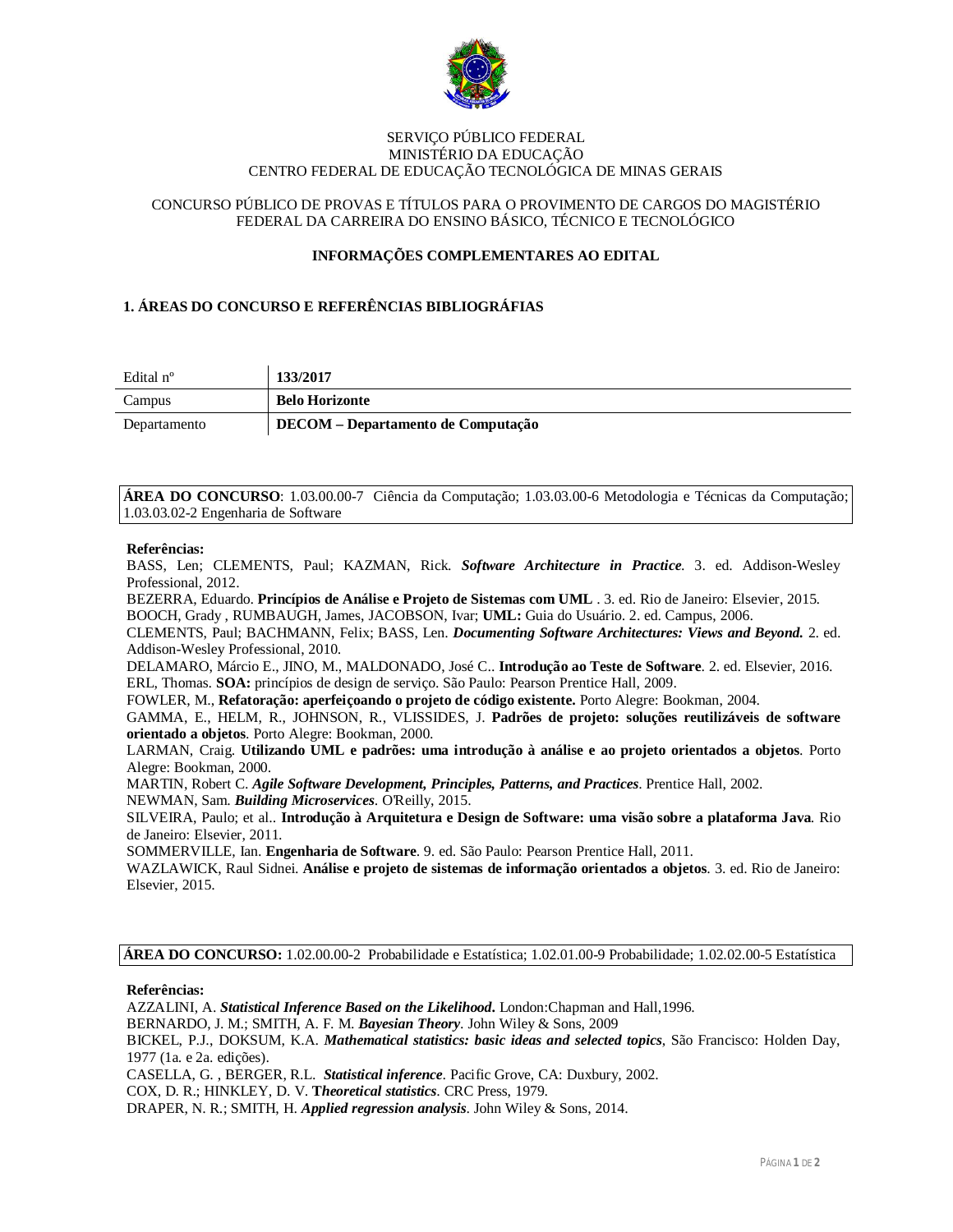SERVIÇO PÚBLICO FEDERAL
MINISTÉRIO DA EDUCAÇÃO
CENTRO FEDERAL DE EDUCAÇÃO TECNOLÓGICA DE MINAS GERAIS

CONCURSO PÚBLICO DE PROVAS E TÍTULOS PARA O PROVIMENTO DE CARGOS DO MAGISTÉRIO FEDERAL DA CARREIRA DO ENSINO BÁSICO, TÉCNICO E TECNOLÓGICO

## INFORMAÇÕES COMPLEMENTARES AO EDITAL

### 1. ÁREAS DO CONCURSO E REFERÊNCIAS BIBLIOGRÁFIAS

| Edital nº | **133/2017** |
|---|---|
| Campus | **Belo Horizonte** |
| Departamento | **DECOM – Departamento de Computação** |

**ÁREA DO CONCURSO**: 1.03.00.00-7 Ciência da Computação; 1.03.03.00-6 Metodologia e Técnicas da Computação; 1.03.03.02-2 Engenharia de Software

**Referências:**

BASS, Len; CLEMENTS, Paul; KAZMAN, Rick. ***Software Architecture in Practice***. 3. ed. Addison-Wesley Professional, 2012.
BEZERRA, Eduardo. **Princípios de Análise e Projeto de Sistemas com UML** . 3. ed. Rio de Janeiro: Elsevier, 2015.
BOOCH, Grady , RUMBAUGH, James, JACOBSON, Ivar; **UML:** Guia do Usuário. 2. ed. Campus, 2006.
CLEMENTS, Paul; BACHMANN, Felix; BASS, Len. ***Documenting Software Architectures: Views and Beyond.*** 2. ed. Addison-Wesley Professional, 2010.
DELAMARO, Márcio E., JINO, M., MALDONADO, José C.. **Introdução ao Teste de Software**. 2. ed. Elsevier, 2016.
ERL, Thomas. **SOA:** princípios de design de serviço. São Paulo: Pearson Prentice Hall, 2009.
FOWLER, M., **Refatoração: aperfeiçoando o projeto de código existente.** Porto Alegre: Bookman, 2004.
GAMMA, E., HELM, R., JOHNSON, R., VLISSIDES, J. **Padrões de projeto: soluções reutilizáveis de software orientado a objetos**. Porto Alegre: Bookman, 2000.
LARMAN, Craig. **Utilizando UML e padrões: uma introdução à análise e ao projeto orientados a objetos**. Porto Alegre: Bookman, 2000.
MARTIN, Robert C. ***Agile Software Development, Principles, Patterns, and Practices***. Prentice Hall, 2002.
NEWMAN, Sam. ***Building Microservices***. O'Reilly, 2015.
SILVEIRA, Paulo; et al.. **Introdução à Arquitetura e Design de Software: uma visão sobre a plataforma Java**. Rio de Janeiro: Elsevier, 2011.
SOMMERVILLE, Ian. **Engenharia de Software**. 9. ed. São Paulo: Pearson Prentice Hall, 2011.
WAZLAWICK, Raul Sidnei. **Análise e projeto de sistemas de informação orientados a objetos**. 3. ed. Rio de Janeiro: Elsevier, 2015.

**ÁREA DO CONCURSO:** 1.02.00.00-2 Probabilidade e Estatística; 1.02.01.00-9 Probabilidade; 1.02.02.00-5 Estatística

**Referências:**

AZZALINI, A. ***Statistical Inference Based on the Likelihood***. London:Chapman and Hall,1996.
BERNARDO, J. M.; SMITH, A. F. M. ***Bayesian Theory***. John Wiley & Sons, 2009
BICKEL, P.J., DOKSUM, K.A. ***Mathematical statistics: basic ideas and selected topics***, São Francisco: Holden Day, 1977 (1a. e 2a. edições).
CASELLA, G. , BERGER, R.L. ***Statistical inference***. Pacific Grove, CA: Duxbury, 2002.
COX, D. R.; HINKLEY, D. V. ***Theoretical statistics***. CRC Press, 1979.
DRAPER, N. R.; SMITH, H. ***Applied regression analysis***. John Wiley & Sons, 2014.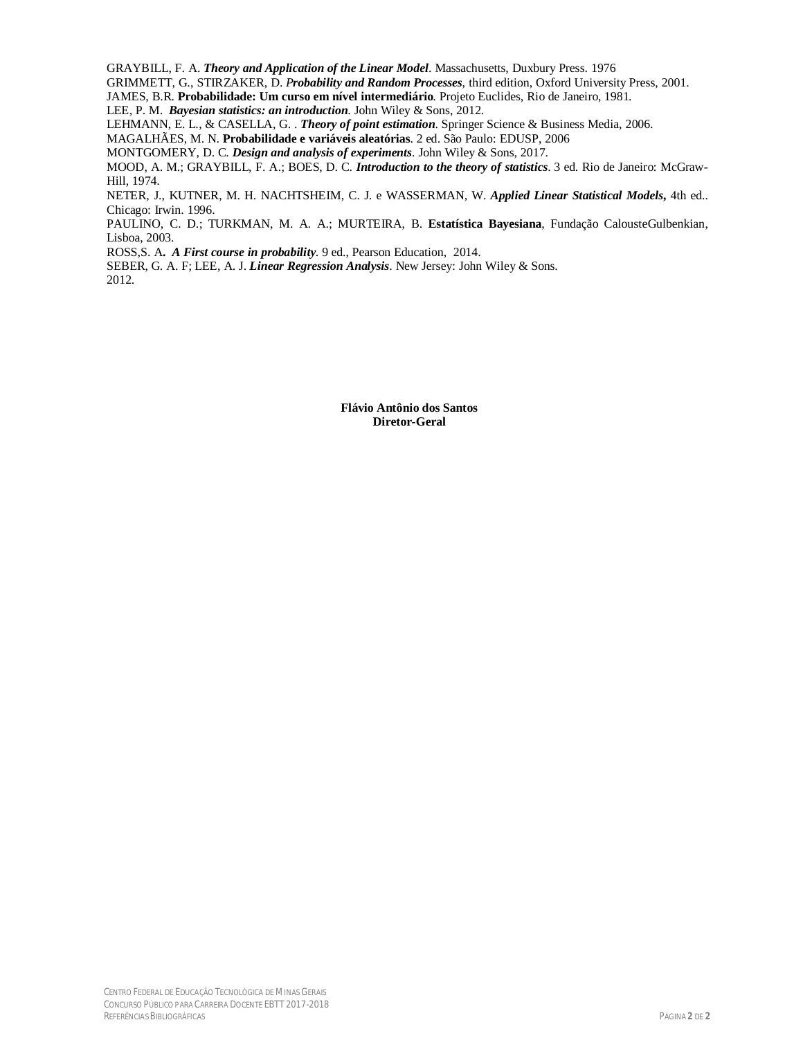GRAYBILL, F. A. ***Theory and Application of the Linear Model***. Massachusetts, Duxbury Press. 1976

GRIMMETT, G., STIRZAKER, D. ***Probability and Random Processes***, third edition, Oxford University Press, 2001.

JAMES, B.R. **Probabilidade: Um curso em nível intermediário**. Projeto Euclides, Rio de Janeiro, 1981.

LEE, P. M. ***Bayesian statistics: an introduction***. John Wiley & Sons, 2012.

LEHMANN, E. L., & CASELLA, G. . ***Theory of point estimation***. Springer Science & Business Media, 2006.

MAGALHÃES, M. N. **Probabilidade e variáveis aleatórias**. 2 ed. São Paulo: EDUSP, 2006

MONTGOMERY, D. C. ***Design and analysis of experiments***. John Wiley & Sons, 2017.

MOOD, A. M.; GRAYBILL, F. A.; BOES, D. C. ***Introduction to the theory of statistics***. 3 ed. Rio de Janeiro: McGraw-Hill, 1974.

NETER, J., KUTNER, M. H. NACHTSHEIM, C. J. e WASSERMAN, W. ***Applied Linear Statistical Models*,** 4th ed.. Chicago: Irwin. 1996.

PAULINO, C. D.; TURKMAN, M. A. A.; MURTEIRA, B. **Estatística Bayesiana**, Fundação CalousteGulbenkian, Lisboa, 2003.

ROSS,S. A**.** ***A First course in probability***. 9 ed., Pearson Education, 2014.

SEBER, G. A. F; LEE, A. J. ***Linear Regression Analysis***. New Jersey: John Wiley & Sons. 2012.

**Flávio Antônio dos Santos**
**Diretor-Geral**